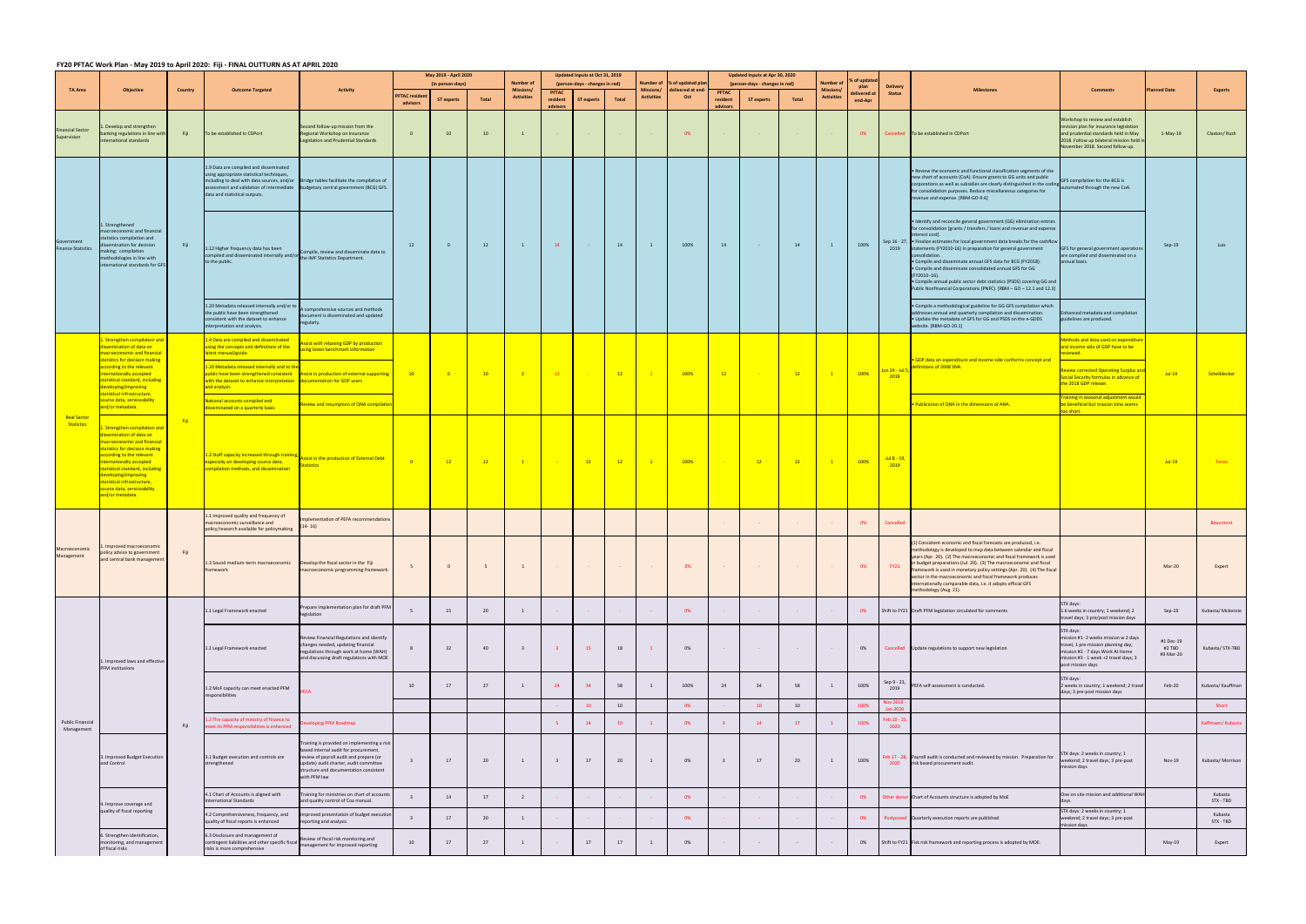## FY20 PFTAC Work Plan - May 2019 to April 2020: Fiji - FINAL OUTTURN AS AT APRIL 2020

| TA Area | Objective | Country | Outcome Targeted | Activity | May 2019 - April 2020 (in person-days) | | | Number of Missions/ Activities | Updated inputs at Oct 31, 2019 (person-days - changes in red) | | | Number of Missions/ Activities | % of updated plan delivered at end-Oct | Updated inputs at Apr 30, 2020 (person-days - changes in red) | | | Number of Missions/ Activities | % of updated plan delivered at end-Apr | Delivery Status | Milestones | Comments | Planned Date | Experts |
|---|---|---|---|---|---|---|---|---|---|---|---|---|---|---|---|---|---|---|---|---|---|---|---|
| | | | | | PFTAC resident advisors | ST experts | Total | | PFTAC resident advisors | ST experts | Total | | | PFTAC resident advisors | ST experts | Total | | | | | | | |
| Financial Sector Supervision | 3. Develop and strengthen banking regulations in line with international standards | Fiji | To be established in CDPort | Second follow-up mission from the Regional Workshop on Insurance Legislation and Prudential Standards | 0 | 10 | 10 | 1 | - | - | - | - | 0% | - | - | - | - | 0% | Cancelled | To be established in CDPort | Workshop to review and establish revision plan for insurance legislation and prudential standards held in May 2018. Follow-up bilateral mission held in November 2018. Second follow-up. | 1-May-19 | Claxton/ Rush |
| Government Finance Statistics | 1. Strengthened macroeconomic and financial statistics compilation and dissemination for decision making: compilation methodologies in line with international standards for GFS | Fiji | 1.9 Data are compiled and disseminated using appropriate statistical techniques, including to deal with data sources, and/or assessment and validation of intermediate data and statistical outputs. | Bridge tables facilitate the compilation of budgetary central government (BCG) GFS. | 12 | 0 | 12 | 1 | 14 | - | 14 | 1 | 100% | 14 | - | 14 | 1 | 100% | Sep 16 - 27, 2019 | • Review the economic and functional classification segments of the new chart of accounts (CoA). Ensure grants to GG units and public corporations as well as subsidies are clearly distinguished in the coding for consolidation purposes. Reduce miscellaneous categories for revenue and expense. [RBM-GO-9.6] | GFS compilation for the BCG is automated through the new CoA. | Sep-19 | Luis |
| | | | 1.12 Higher frequency data has been compiled and disseminated internally and/or to the public. | Compile, review and disseminate data to the IMF Statistics Department. | | | | | | | | | | | | | | | | • Identify and reconcile general government (GG) elimination entries for consolidation (grants / transfers / loans and revenue and expense interest cost].<br>• Finalize estimates for local government data breaks for the cashflow statements (FY2010-16) in preparation for general government consolidation.<br>• Compile and disseminate annual GFS data for BCG (FY2018).<br>• Compile and disseminate consolidated annual GFS for GG (FY2010–16).<br>• Compile annual public sector debt statistics (PSDS) covering GG and Public Nonfinancial Corporations (PNFC). [RBM – GO – 12.1 and 12.3] | GFS for general government operations are compiled and disseminated on a annual basis. | | |
| | | | 1.20 Metadata released internally and/or to the public have been strengthened consistent with the dataset to enhance interpretation and analysis. | A comprehensive sources and methods document is disseminated and updated regularly. | | | | | | | | | | | | | | | | • Compile a methodological guideline for GG GFS compilation which addresses annual and quarterly compilation and dissemination.<br>• Update the metadata of GFS for GG and PSDS on the e-GDDS website. [RBM-GO-20.1] | Enhanced metadata and compilation guidelines are produced. | | |
| Real Sector Statistics | 1. Strengthen compilation and dissemination of data on macroeconomic and financial statistics for decision making according to the relevant internationally accepted statistical standard, including developing/improving statistical infrastructure, source data, serviceability and/or metadata. | Fiji | 1.4 Data are compiled and disseminated using the concepts and definitions of the latest manual/guide. | Assist with rebasing GDP by production using latest benchmark information | 10 | 0 | 10 | 2 | 12 | - | 12 | 1 | 100% | 12 | - | 12 | 1 | 100% | Jun 24 - Jul 5, 2019 | • GDP data on expenditure and income side conforms concept and definitions of 2008 SNA | Methods and data used on expenditure and income side of GDP have to be reviewed. | Jul-19 | Scheiblecker |
| | | | 1.20 Metadata released internally and to the public have been strengthened consistent with the dataset to enhance interpretation and analysis | Assist in production of external supporting documentation for GDP users | | | | | | | | | | | | | | | | | Review corrected Operating Surplus and Social Security formulas in advance of the 2018 GDP release. | | |
| | | | National accounts compiled and disseminated on a quarterly basis | Review and resumption of QNA compilation | | | | | | | | | | | | | | | | • Publication of QNA in the dimensions of ANA. | Training in seasonal adjustment would be beneficial but mission time seems too short. | | |
| | 1. Strengthen compilation and dissemination of data on macroeconomic and financial statistics for decision making according to the relevant internationally accepted statistical standard, including developing/improving statistical infrastructure, source data, serviceability and/or metadata. | | 1.3 Staff capacity increased through training, especially on developing source data, compilation methods, and dissemination | Assist in the production of External Debt Statistics | 0 | 12 | 12 | 1 | - | 12 | 12 | 1 | 100% | - | 12 | 12 | 1 | 100% | Jul 8 - 19, 2019 | | | Jul-19 | Tonner |
| Macroeconomic Management | 1. Improved macroeconomic policy advice to government and central bank management | Fiji | 1.1 Improved quality and frequency of macroeconomic surveillance and policy/research available for policymaking | Implementation of PEFA recommendations (14- 16) | | | | | | | | | | - | - | - | - | 0% | Cancelled | | | | Beaumont |
| | | | 1.3 Sound medium-term macroeconomic framework | Develop the fiscal sector in the Fiji macroeconomic programming framework. | 5 | 0 | 5 | 1 | - | - | - | - | 0% | - | - | - | - | 0% | FY21 | (1) Consistent economic and fiscal forecasts are produced, i.e. methodology is developed to map data between calendar and fiscal years (Apr. 20). (2) The macroeconomic and fiscal framework is used in budget preparations (Jul. 20). (3) The macroeconomic and fiscal framework is used in monetary policy settings (Apr. 20). (4) The fiscal sector in the macroeconomic and fiscal framework produces internationally comparable data, i.e. it adopts official GFS methodology (Aug. 21). | | Mar-20 | Expert |
| Public Financial Management | 1. Improved laws and effective PFM institutions | Fiji | 1.1 Legal Framework enacted | Prepare implementation plan for draft PFM legislation | 5 | 15 | 20 | 1 | - | - | - | - | 0% | - | - | - | - | 0% | Shift to FY21 | Draft PFM legislation circulated for comments | STX days:<br>1.6 weeks in country; 1 weekend; 2 travel days; 3 pre/post mission days | Sep-19 | Kubasta/ Mckenzie |
| | | | 1.1 Legal Framework enacted | Review Financial Regulations and identify changes needed, updating financial regulations through work at home (WAH) and discussing draft regulations with MOE | 8 | 32 | 40 | 3 | 3 | 15 | 18 | 1 | 0% | - | - | - | - | 0% | Cancelled | Update regulations to support new legislation | STX days:<br>mission#1- 2 weeks mission w 2 days travel, 1 pre-mission planning day;<br>mission#2 - 7 days Work At Home<br>mission#3 - 1 week +2 travel days; 3 post mission days | #1 Dec-19<br>#2 TBD<br>#3 Mar-20 | Kubasta/ STX-TBD |
| | | | 1.2 MoF capacity can meet enacted PFM responsibilities | PEFA | 10 | 17 | 27 | 1 | 24 | 34 | 58 | 1 | 100% | 24 | 34 | 58 | 1 | 100% | Sep 9 - 23, 2019 | PEFA self-assessment is conducted. | STX days:<br>2 weeks in country; 1 weekend; 2 travel days; 3 pre-post mission days | Feb-20 | Kubasta/ Kauffman |
| | | | | | | | | | - | 10 | 10 | | 0% | - | 10 | 10 | | 100% | Nov 2019 - Jan 2020 | | | | Short |
| | | | 1.2 The capacity of ministry of finance to meet its PFM responsibilities is enhanced | Developing PFM Roadmap | | | | | 5 | 14 | 19 | 1 | 0% | 3 | 14 | 17 | 1 | 100% | Feb 10 - 21, 2020 | | | | Kauffman/ Kubasta |
| | 3. Improved Budget Execution and Control | | 3.1 Budget execution and controls are strengthened | Training is provided on implementing a risk based internal audit for procurement, review of payroll audit and prepare (or update) audit charter, audit committee structure and documentation consistent with PFM law | 3 | 17 | 20 | 1 | 3 | 17 | 20 | 1 | 0% | 3 | 17 | 20 | 1 | 100% | Feb 17 - 28, 2020 | Payroll audit is conducted and reviewed by mission. Preparation for risk based procurement audit. | STX days: 2 weeks in country; 1 weekend; 2 travel days; 3 pre-post mission days | Nov-19 | Kubasta/ Morrison |
| | 4. Improve coverage and quality of fiscal reporting | | 4.1 Chart of Accounts is aligned with International Standards | Training for ministries on chart of accounts and quality control of CoA manual. | 3 | 14 | 17 | 2 | - | - | - | - | 0% | - | - | - | - | 0% | Other donor | Chart of Accounts structure is adopted by MoE | One on site mission and additional WAH days. | | Kubasta STX - TBD |
| | | | 4.2 Comprehensiveness, frequency, and quality of fiscal reports is enhanced | Improved presentation of budget execution reporting and analysis. | 3 | 17 | 20 | 1 | - | - | - | - | 0% | - | - | - | - | 0% | Postponed | Quarterly execution reports are published | STX days: 2 weeks in country; 1 weekend; 2 travel days; 3 pre-post mission days | | Kubasta STX - TBD |
| | 6. Strengthen identification, monitoring, and management of fiscal risks | | 6.3 Disclosure and management of contingent liabilities and other specific fiscal risks is more comprehensive | Review of fiscal risk monitoring and management for improved reporting. | 10 | 17 | 27 | 1 | - | 17 | 17 | 1 | 0% | - | - | - | - | 0% | Shift to FY21 | Fisk risk framework and reporting process is adopted by MOE. | | May-19 | Expert |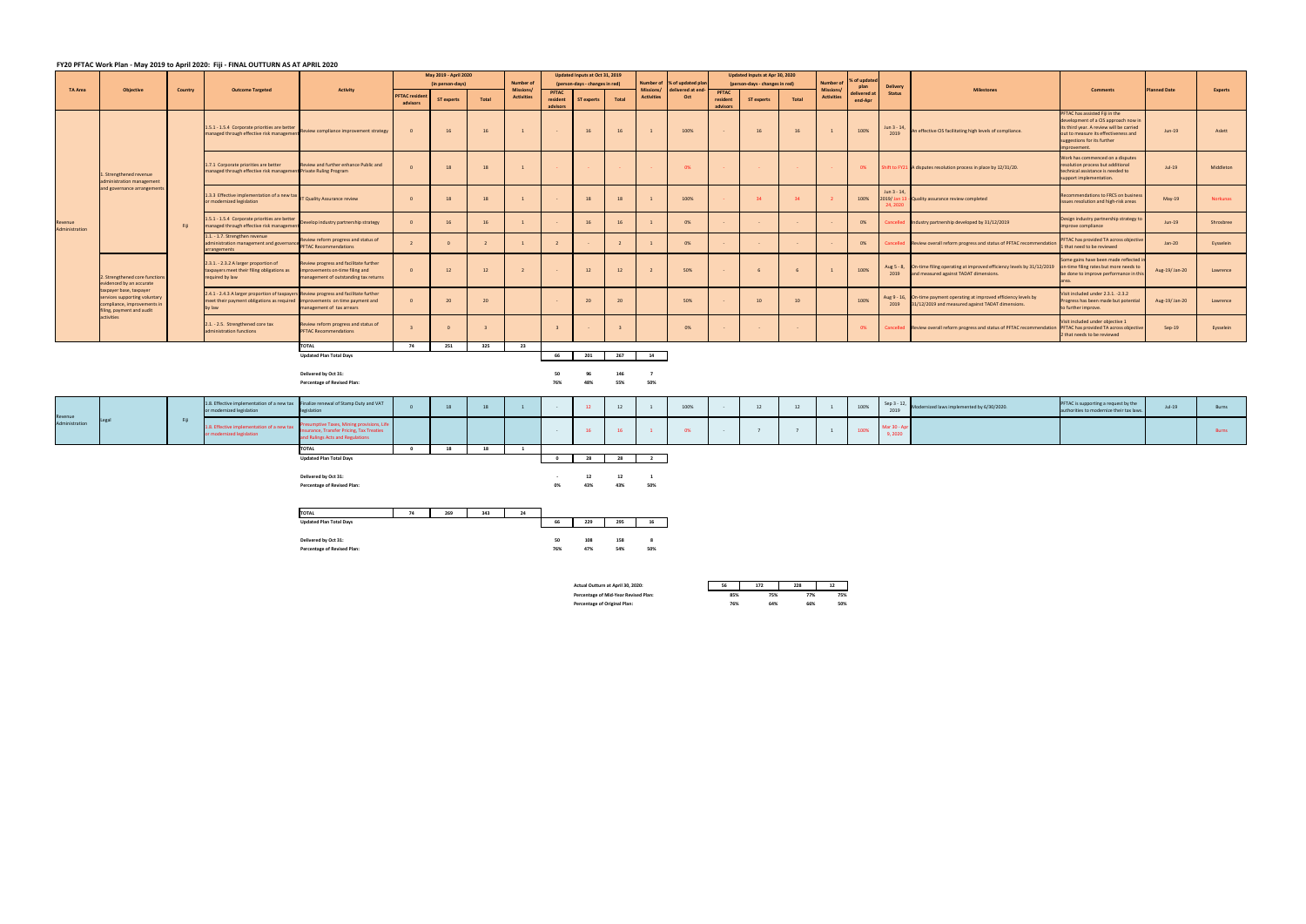## FY20 PFTAC Work Plan - May 2019 to April 2020: Fiji - FINAL OUTTURN AS AT APRIL 2020

| TA Area | Objective | Country | Outcome Targeted | Activity | May 2019 - April 2020 (in person-days) | | | Number of Missions/ Activities | Updated Inputs at Oct 31, 2019 (person-days - changes in red) | | | Number of Missions/ Activities | % of updated plan delivered at end-Oct | Updated Inputs at Apr 30, 2020 (person-days - changes in red) | | | Number of Missions/ Activities | % of updated plan delivered at end-Apr | Delivery Status | Milestones | Comments | Planned Date | Experts |
|---|---|---|---|---|---|---|---|---|---|---|---|---|---|---|---|---|---|---|---|---|---|---|---|
| | | | | | PFTAC resident advisors | ST experts | Total | | PFTAC resident advisors | ST experts | Total | | | PFTAC resident advisors | ST experts | Total | | | | | | | |
| Revenue Administration | 1. Strengthened revenue administration management and governance arrangements | Fiji | 1.5.1 - 1.5.4 Corporate priorities are better managed through effective risk management | Review compliance improvement strategy | 0 | 16 | 16 | 1 | - | 16 | 16 | 1 | 100% | - | 16 | 16 | 1 | 100% | Jun 3 - 14, 2019 | An effective CIS facilitating high levels of compliance. | PFTAC has assisted Fiji in the development of a CIS approach now in its third year. A review will be carried out to measure its effectiveness and suggestions for its further improvement. | Jun-19 | Aslett |
| | | | 1.7.1 Corporate priorities are better managed through effective risk management | Review and further enhance Public and Private Ruling Program | 0 | 18 | 18 | 1 | - | - | - | - | 0% | - | - | - | - | 0% | Shift to FY21 | A disputes resolution process in place by 12/31/20. | Work has commenced on a disputes resolution process but additional technical assistance is needed to support implementation. | Jul-19 | Middleton |
| | | | 1.3.3 Effective implementation of a new tax or modernized legislation | IT Quality Assurance review | 0 | 18 | 18 | 1 | - | 18 | 18 | 1 | 100% | - | 34 | 34 | 2 | 100% | Jun 3 - 14, 2019/ Jan 13 - 24, 2020 | Quality assurance review completed | Recommendations to FRCS on business issues resolution and high-risk areas | May-19 | Norbanus |
| | | | 1.5.1 - 1.5.4 Corporate priorities are better managed through effective risk management | Develop industry partnership strategy | 0 | 16 | 16 | 1 | - | 16 | 16 | 1 | 0% | - | - | - | - | 0% | Cancelled | Industry partnership developed by 31/12/2019 | Design industry partnership strategy to improve compliance | Jun-19 | Shrosbree |
| | | | 1.1. - 1.7. Strengthen revenue administration management and governance arrangements | Review reform progress and status of PFTAC Recommendations | 2 | 0 | 2 | 1 | 2 | - | 2 | 1 | 0% | - | - | - | - | 0% | Cancelled | Review overall reform progress and status of PFTAC recommendation | PFTAC has provided TA across objective 1 that need to be reviewed | Jan-20 | Eysselein |
| | 2. Strengthened core functions evidenced by an accurate taxpayer base, taxpayer services supporting voluntary compliance, improvements in filing, payment and audit activities | | 2.3.1. - 2.3.2 A larger proportion of taxpayers meet their filing obligations as required by law | Review progress and facilitate further improvements on-time filing and management of outstanding tax returns | 0 | 12 | 12 | 2 | - | 12 | 12 | 2 | 50% | - | 6 | 6 | 1 | 100% | Aug 5 - 8, 2019 | On-time filing operating at improved efficiency levels by 31/12/2019 and measured against TADAT dimensions. | Some gains have been made reflected in on-time filing rates but more needs to be done to improve performance in this area. | Aug-19/ Jan-20 | Lawrence |
| | | | 2.4.1 - 2.4.3 A larger proportion of taxpayers meet their payment obligations as required by law | Review progress and facilitate further improvements on time payment and management of tax arrears | 0 | 20 | 20 | | - | 20 | 20 | | 50% | - | 10 | 10 | | 100% | Aug 9 - 16, 2019 | On-time payment operating at improved efficiency levels by 31/12/2019 and measured against TADAT dimensions. | Visit included under 2.3.1. -2.3.2 Progress has been made but potential to further improve. | Aug-19/ Jan-20 | Lawrence |
| | | | 2.1. - 2.5. Strengthened core tax administration functions | Review reform progress and status of PFTAC Recommendations | 3 | 0 | 3 | | 3 | - | 3 | | 0% | - | - | - | | 0% | Cancelled | Review overall reform progress and status of PFTAC recommendation | Visit included under objective 1 PFTAC has provided TA across objective 2 that needs to be reviewed | Sep-19 | Eysselein |
| | | | | TOTAL | 74 | 251 | 325 | 23 | | | | | | | | | | | | | | | |
| | | | | Updated Plan Total Days | | | | | 66 | 201 | 267 | 14 | | | | | | | | | | | |
| | | | | Delivered by Oct 31: | | | | | 50 | 96 | 146 | 7 | | | | | | | | | | | |
| | | | | Percentage of Revised Plan: | | | | | 76% | 48% | 55% | 50% | | | | | | | | | | | |

| TA Area | Objective | Country | Outcome Targeted | Activity | PFTAC resident advisors | ST experts | Total | Number of Missions/ Activities | PFTAC resident advisors | ST experts | Total | Number of Missions/ Activities | % of updated plan delivered at end-Oct | PFTAC resident advisors | ST experts | Total | Number of Missions/ Activities | % of updated plan delivered at end-Apr | Delivery Status | Milestones | Comments | Planned Date | Experts |
|---|---|---|---|---|---|---|---|---|---|---|---|---|---|---|---|---|---|---|---|---|---|---|---|
| Revenue Administration | Legal | Fiji | 1.8. Effective implementation of a new tax or modernized legislation | Finalize renewal of Stamp Duty and VAT legislation | 0 | 18 | 18 | 1 | - | 12 | 12 | 1 | 100% | - | 12 | 12 | 1 | 100% | Sep 3 - 12, 2019 | Modernized laws implemented by 6/30/2020. | PFTAC is supporting a request by the authorities to modernize their tax laws. | Jul-19 | Burns |
| | | | 1.8. Effective implementation of a new tax or modernized legislation | Presumptive Taxes, Mining provisions, Life Insurance, Transfer Pricing, Tax Treaties and Rulings Acts and Regulations | | | | | - | 16 | 16 | 1 | 0% | - | 7 | 7 | 1 | 100% | Mar 30 - Apr 9, 2020 | | | | Burns |
| | | | | TOTAL | 0 | 18 | 18 | 1 | | | | | | | | | | | | | | | |
| | | | | Updated Plan Total Days | | | | | 0 | 28 | 28 | 2 | | | | | | | | | | | |
| | | | | Delivered by Oct 31: | | | | | - | 12 | 12 | 1 | | | | | | | | | | | |
| | | | | Percentage of Revised Plan: | | | | | 0% | 43% | 43% | 50% | | | | | | | | | | | |

| | PFTAC resident advisors | ST experts | Total | Number of Missions/ Activities |
|---|---|---|---|---|
| TOTAL | 74 | 269 | 343 | 24 |
| Updated Plan Total Days | 66 | 229 | 295 | 16 |
| Delivered by Oct 31: | 50 | 108 | 158 | 8 |
| Percentage of Revised Plan: | 76% | 47% | 54% | 50% |

| | PFTAC resident advisors | ST experts | Total | Number of Missions/ Activities |
|---|---|---|---|---|
| Actual Outturn at April 30, 2020: | 56 | 172 | 228 | 12 |
| Percentage of Mid-Year Revised Plan: | 85% | 75% | 77% | 75% |
| Percentage of Original Plan: | 76% | 64% | 66% | 50% |